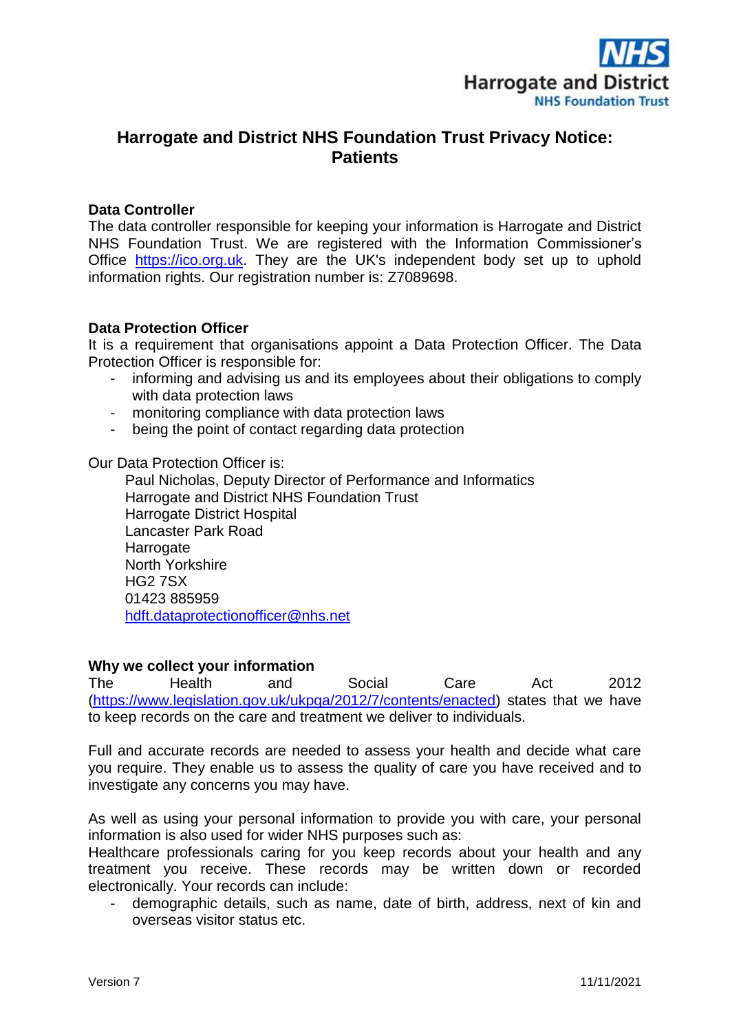# Harrogate and District NHS Foundation Trust Privacy Notice: Patients

**Data Controller**

The data controller responsible for keeping your information is Harrogate and District NHS Foundation Trust. We are registered with the Information Commissioner's Office https://ico.org.uk. They are the UK's independent body set up to uphold information rights. Our registration number is: Z7089698.

**Data Protection Officer**

It is a requirement that organisations appoint a Data Protection Officer. The Data Protection Officer is responsible for:

- informing and advising us and its employees about their obligations to comply with data protection laws
- monitoring compliance with data protection laws
- being the point of contact regarding data protection

Our Data Protection Officer is:

Paul Nicholas, Deputy Director of Performance and Informatics
Harrogate and District NHS Foundation Trust
Harrogate District Hospital
Lancaster Park Road
Harrogate
North Yorkshire
HG2 7SX
01423 885959
hdft.dataprotectionofficer@nhs.net

**Why we collect your information**

The Health and Social Care Act 2012 (https://www.legislation.gov.uk/ukpga/2012/7/contents/enacted) states that we have to keep records on the care and treatment we deliver to individuals.

Full and accurate records are needed to assess your health and decide what care you require. They enable us to assess the quality of care you have received and to investigate any concerns you may have.

As well as using your personal information to provide you with care, your personal information is also used for wider NHS purposes such as:

Healthcare professionals caring for you keep records about your health and any treatment you receive. These records may be written down or recorded electronically. Your records can include:

- demographic details, such as name, date of birth, address, next of kin and overseas visitor status etc.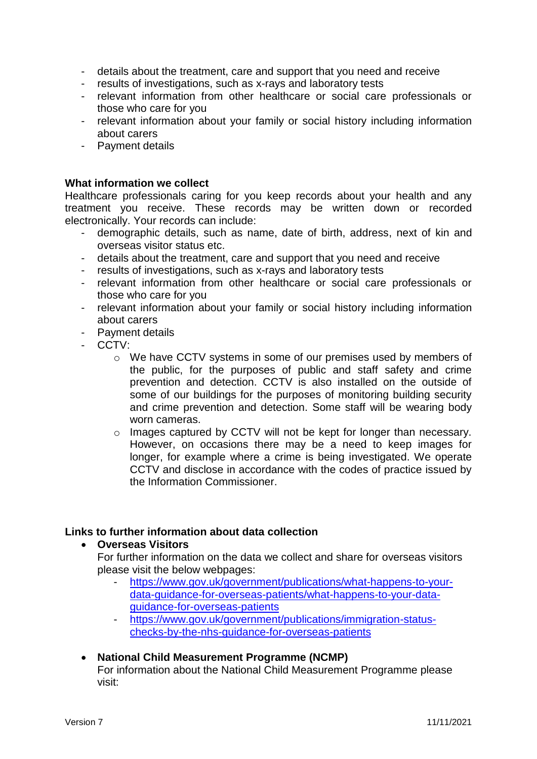- details about the treatment, care and support that you need and receive
- results of investigations, such as x-rays and laboratory tests
- relevant information from other healthcare or social care professionals or those who care for you
- relevant information about your family or social history including information about carers
- Payment details

**What information we collect**

Healthcare professionals caring for you keep records about your health and any treatment you receive. These records may be written down or recorded electronically. Your records can include:

- demographic details, such as name, date of birth, address, next of kin and overseas visitor status etc.
- details about the treatment, care and support that you need and receive
- results of investigations, such as x-rays and laboratory tests
- relevant information from other healthcare or social care professionals or those who care for you
- relevant information about your family or social history including information about carers
- Payment details
- CCTV:
    - We have CCTV systems in some of our premises used by members of the public, for the purposes of public and staff safety and crime prevention and detection. CCTV is also installed on the outside of some of our buildings for the purposes of monitoring building security and crime prevention and detection. Some staff will be wearing body worn cameras.
    - Images captured by CCTV will not be kept for longer than necessary. However, on occasions there may be a need to keep images for longer, for example where a crime is being investigated. We operate CCTV and disclose in accordance with the codes of practice issued by the Information Commissioner.

**Links to further information about data collection**

- **Overseas Visitors**

  For further information on the data we collect and share for overseas visitors please visit the below webpages:
    - https://www.gov.uk/government/publications/what-happens-to-your-data-guidance-for-overseas-patients/what-happens-to-your-data-guidance-for-overseas-patients
    - https://www.gov.uk/government/publications/immigration-status-checks-by-the-nhs-guidance-for-overseas-patients

- **National Child Measurement Programme (NCMP)**

  For information about the National Child Measurement Programme please visit: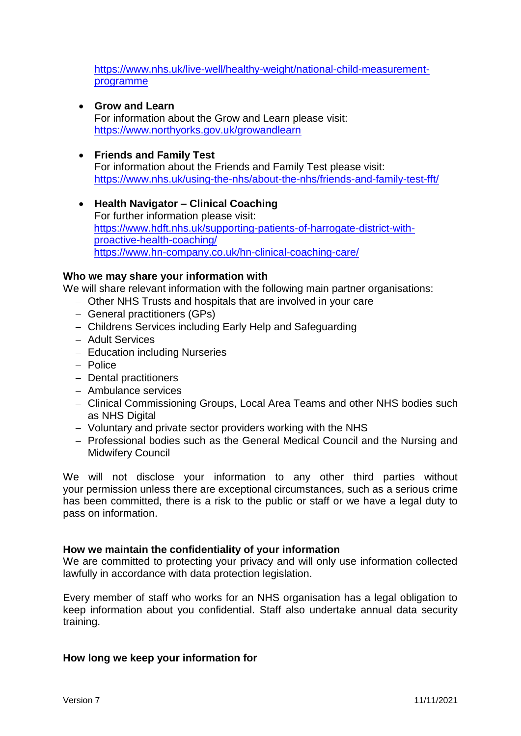https://www.nhs.uk/live-well/healthy-weight/national-child-measurement-programme

- **Grow and Learn**
  For information about the Grow and Learn please visit:
  https://www.northyorks.gov.uk/growandlearn

- **Friends and Family Test**
  For information about the Friends and Family Test please visit:
  https://www.nhs.uk/using-the-nhs/about-the-nhs/friends-and-family-test-fft/

- **Health Navigator – Clinical Coaching**
  For further information please visit:
  https://www.hdft.nhs.uk/supporting-patients-of-harrogate-district-with-proactive-health-coaching/
  https://www.hn-company.co.uk/hn-clinical-coaching-care/

**Who we may share your information with**

We will share relevant information with the following main partner organisations:

- Other NHS Trusts and hospitals that are involved in your care
- General practitioners (GPs)
- Childrens Services including Early Help and Safeguarding
- Adult Services
- Education including Nurseries
- Police
- Dental practitioners
- Ambulance services
- Clinical Commissioning Groups, Local Area Teams and other NHS bodies such as NHS Digital
- Voluntary and private sector providers working with the NHS
- Professional bodies such as the General Medical Council and the Nursing and Midwifery Council

We will not disclose your information to any other third parties without your permission unless there are exceptional circumstances, such as a serious crime has been committed, there is a risk to the public or staff or we have a legal duty to pass on information.

**How we maintain the confidentiality of your information**

We are committed to protecting your privacy and will only use information collected lawfully in accordance with data protection legislation.

Every member of staff who works for an NHS organisation has a legal obligation to keep information about you confidential. Staff also undertake annual data security training.

**How long we keep your information for**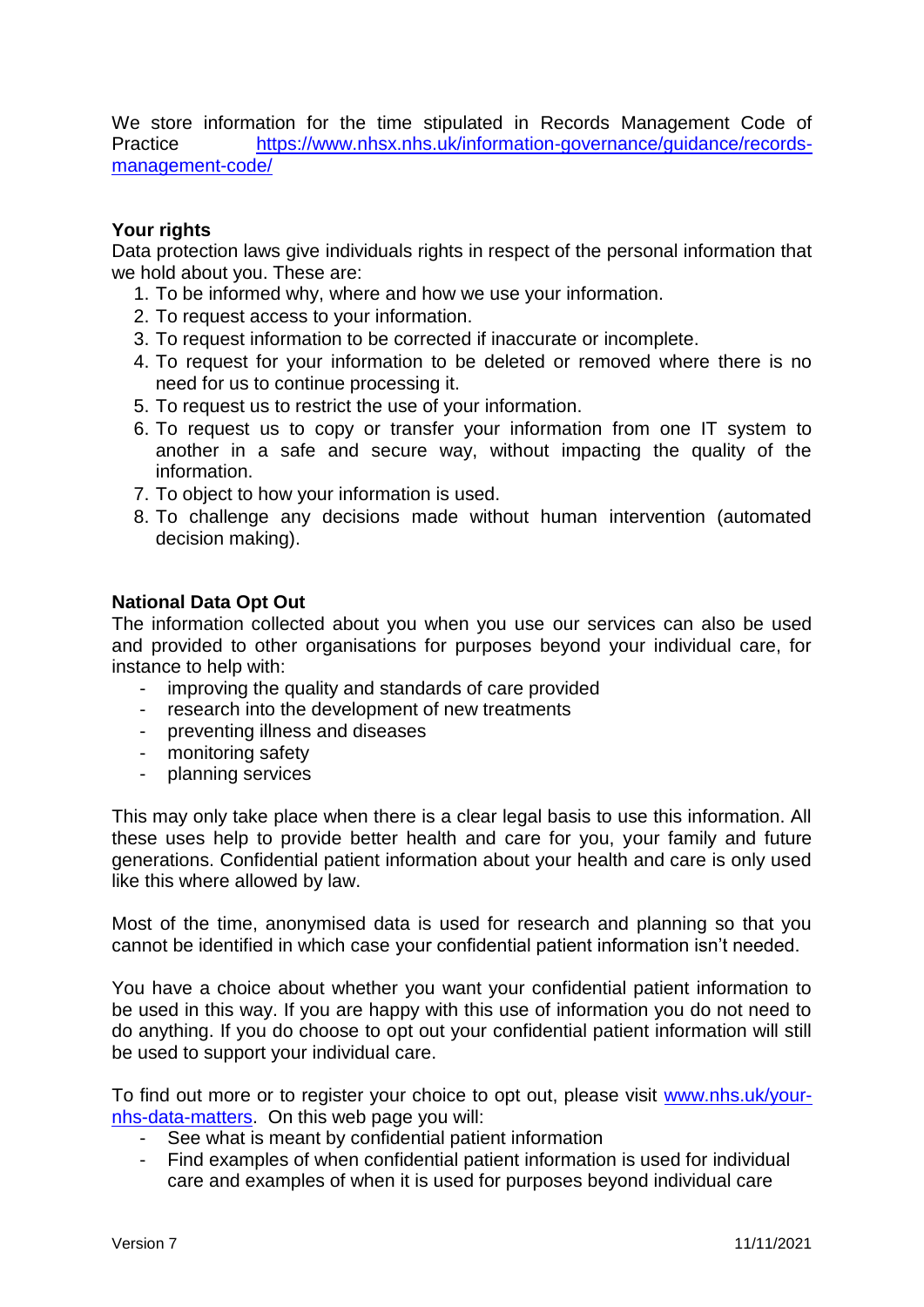We store information for the time stipulated in Records Management Code of Practice [https://www.nhsx.nhs.uk/information-governance/guidance/records-management-code/](https://www.nhsx.nhs.uk/information-governance/guidance/records-management-code/)

**Your rights**

Data protection laws give individuals rights in respect of the personal information that we hold about you. These are:

1. To be informed why, where and how we use your information.
2. To request access to your information.
3. To request information to be corrected if inaccurate or incomplete.
4. To request for your information to be deleted or removed where there is no need for us to continue processing it.
5. To request us to restrict the use of your information.
6. To request us to copy or transfer your information from one IT system to another in a safe and secure way, without impacting the quality of the information.
7. To object to how your information is used.
8. To challenge any decisions made without human intervention (automated decision making).

**National Data Opt Out**

The information collected about you when you use our services can also be used and provided to other organisations for purposes beyond your individual care, for instance to help with:

- improving the quality and standards of care provided
- research into the development of new treatments
- preventing illness and diseases
- monitoring safety
- planning services

This may only take place when there is a clear legal basis to use this information. All these uses help to provide better health and care for you, your family and future generations. Confidential patient information about your health and care is only used like this where allowed by law.

Most of the time, anonymised data is used for research and planning so that you cannot be identified in which case your confidential patient information isn't needed.

You have a choice about whether you want your confidential patient information to be used in this way. If you are happy with this use of information you do not need to do anything. If you do choose to opt out your confidential patient information will still be used to support your individual care.

To find out more or to register your choice to opt out, please visit [www.nhs.uk/your-nhs-data-matters](www.nhs.uk/your-nhs-data-matters). On this web page you will:

- See what is meant by confidential patient information
- Find examples of when confidential patient information is used for individual care and examples of when it is used for purposes beyond individual care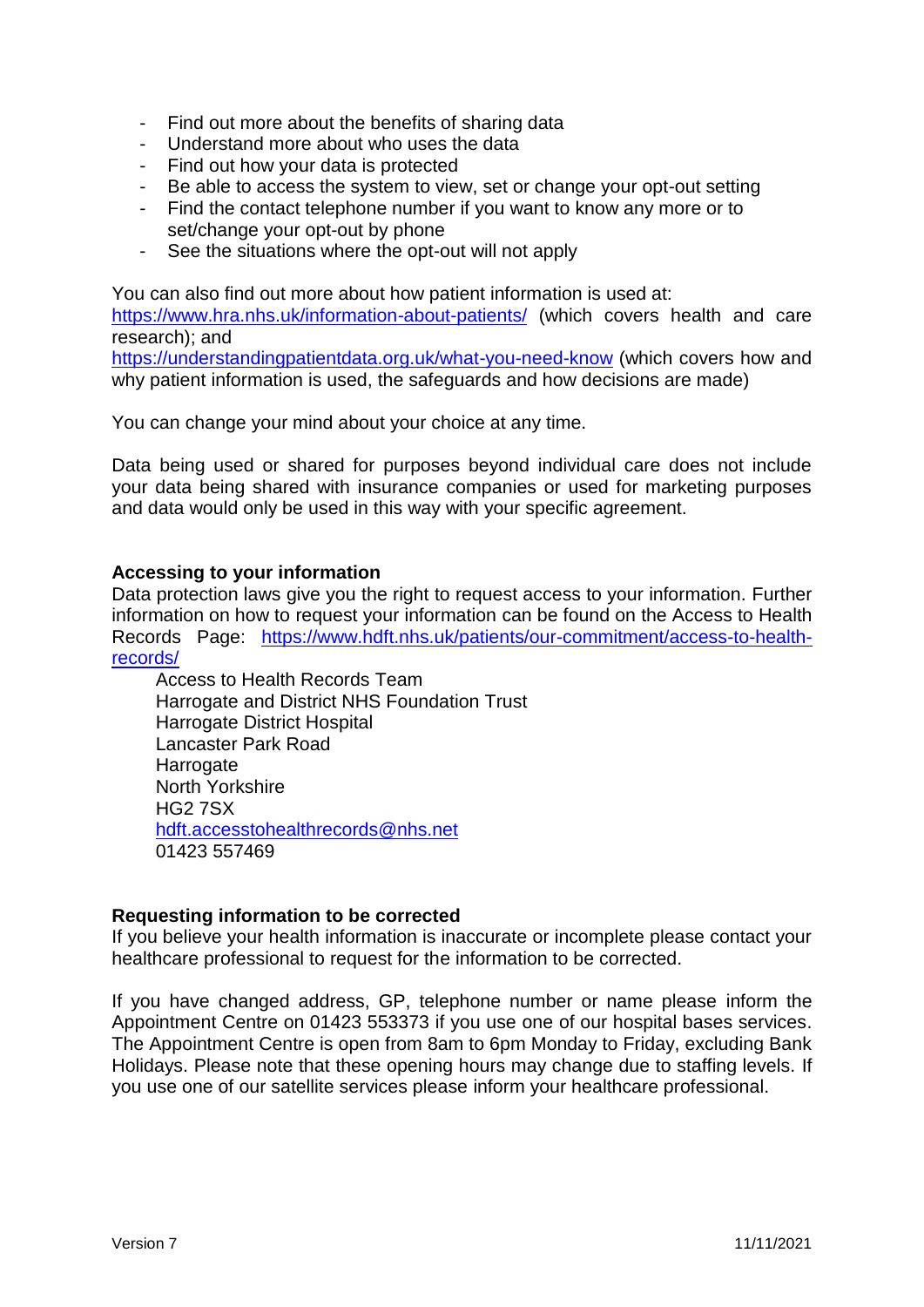- Find out more about the benefits of sharing data
- Understand more about who uses the data
- Find out how your data is protected
- Be able to access the system to view, set or change your opt-out setting
- Find the contact telephone number if you want to know any more or to set/change your opt-out by phone
- See the situations where the opt-out will not apply

You can also find out more about how patient information is used at:
https://www.hra.nhs.uk/information-about-patients/ (which covers health and care research); and
https://understandingpatientdata.org.uk/what-you-need-know (which covers how and why patient information is used, the safeguards and how decisions are made)

You can change your mind about your choice at any time.

Data being used or shared for purposes beyond individual care does not include your data being shared with insurance companies or used for marketing purposes and data would only be used in this way with your specific agreement.

**Accessing to your information**

Data protection laws give you the right to request access to your information. Further information on how to request your information can be found on the Access to Health Records Page: https://www.hdft.nhs.uk/patients/our-commitment/access-to-health-records/

Access to Health Records Team
Harrogate and District NHS Foundation Trust
Harrogate District Hospital
Lancaster Park Road
Harrogate
North Yorkshire
HG2 7SX
hdft.accesstohealthrecords@nhs.net
01423 557469

**Requesting information to be corrected**

If you believe your health information is inaccurate or incomplete please contact your healthcare professional to request for the information to be corrected.

If you have changed address, GP, telephone number or name please inform the Appointment Centre on 01423 553373 if you use one of our hospital bases services. The Appointment Centre is open from 8am to 6pm Monday to Friday, excluding Bank Holidays. Please note that these opening hours may change due to staffing levels. If you use one of our satellite services please inform your healthcare professional.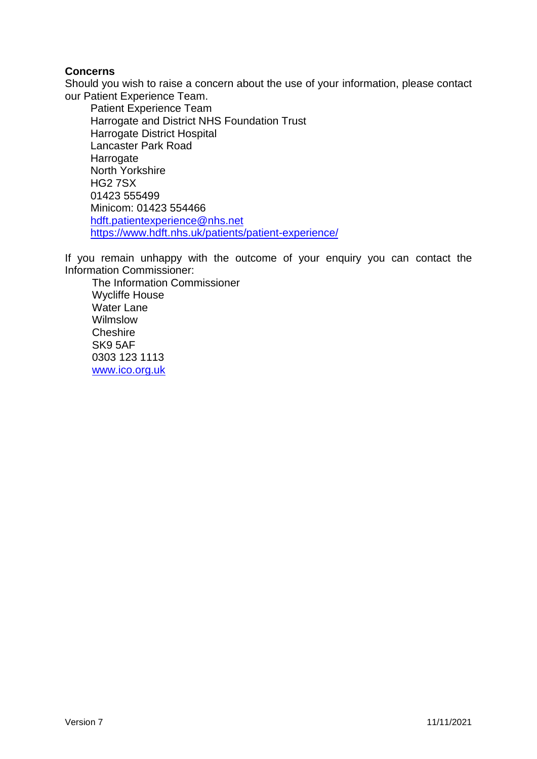**Concerns**

Should you wish to raise a concern about the use of your information, please contact our Patient Experience Team.

Patient Experience Team
Harrogate and District NHS Foundation Trust
Harrogate District Hospital
Lancaster Park Road
Harrogate
North Yorkshire
HG2 7SX
01423 555499
Minicom: 01423 554466
hdft.patientexperience@nhs.net
https://www.hdft.nhs.uk/patients/patient-experience/

If you remain unhappy with the outcome of your enquiry you can contact the Information Commissioner:

The Information Commissioner
Wycliffe House
Water Lane
Wilmslow
Cheshire
SK9 5AF
0303 123 1113
www.ico.org.uk

Version 7 11/11/2021